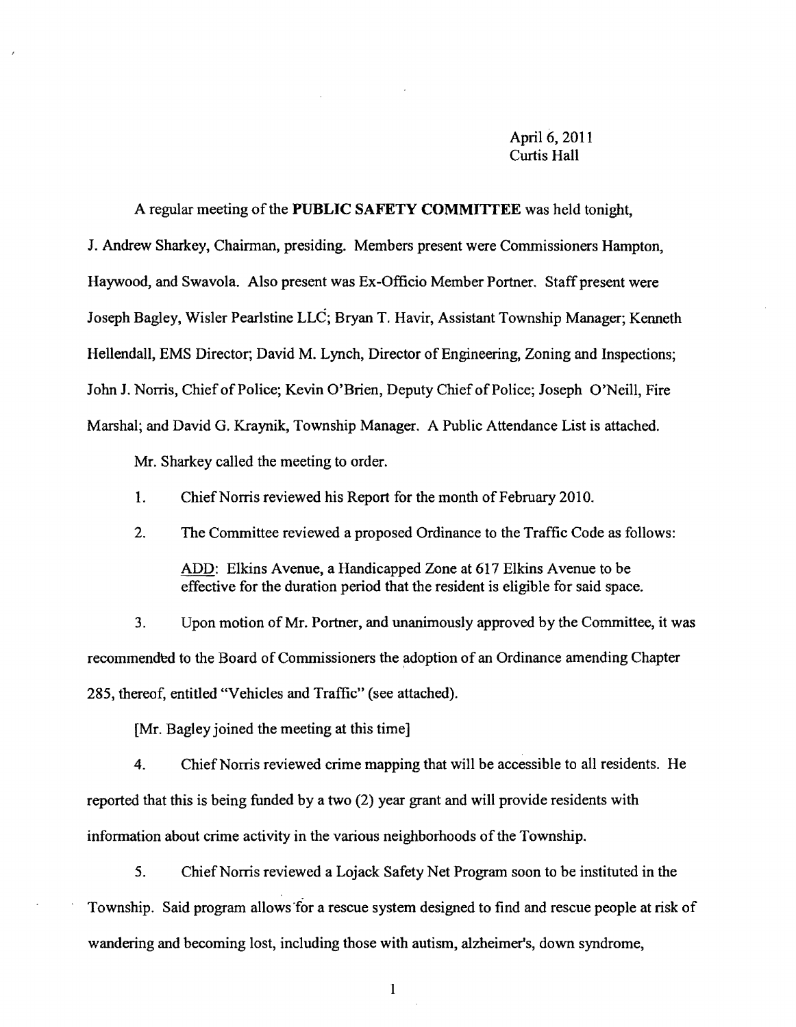April 6, 2011
Curtis Hall

A regular meeting of the **PUBLIC SAFETY COMMITTEE** was held tonight, J. Andrew Sharkey, Chairman, presiding. Members present were Commissioners Hampton, Haywood, and Swavola. Also present was Ex-Officio Member Portner. Staff present were Joseph Bagley, Wisler Pearlstine LLC; Bryan T. Havir, Assistant Township Manager; Kenneth Hellendall, EMS Director; David M. Lynch, Director of Engineering, Zoning and Inspections; John J. Norris, Chief of Police; Kevin O'Brien, Deputy Chief of Police; Joseph O'Neill, Fire Marshal; and David G. Kraynik, Township Manager. A Public Attendance List is attached.

Mr. Sharkey called the meeting to order.

1. Chief Norris reviewed his Report for the month of February 2010.

2. The Committee reviewed a proposed Ordinance to the Traffic Code as follows:

   ADD: Elkins Avenue, a Handicapped Zone at 617 Elkins Avenue to be effective for the duration period that the resident is eligible for said space.

3. Upon motion of Mr. Portner, and unanimously approved by the Committee, it was recommended to the Board of Commissioners the adoption of an Ordinance amending Chapter 285, thereof, entitled "Vehicles and Traffic" (see attached).

[Mr. Bagley joined the meeting at this time]

4. Chief Norris reviewed crime mapping that will be accessible to all residents. He reported that this is being funded by a two (2) year grant and will provide residents with information about crime activity in the various neighborhoods of the Township.

5. Chief Norris reviewed a Lojack Safety Net Program soon to be instituted in the Township. Said program allows for a rescue system designed to find and rescue people at risk of wandering and becoming lost, including those with autism, alzheimer's, down syndrome,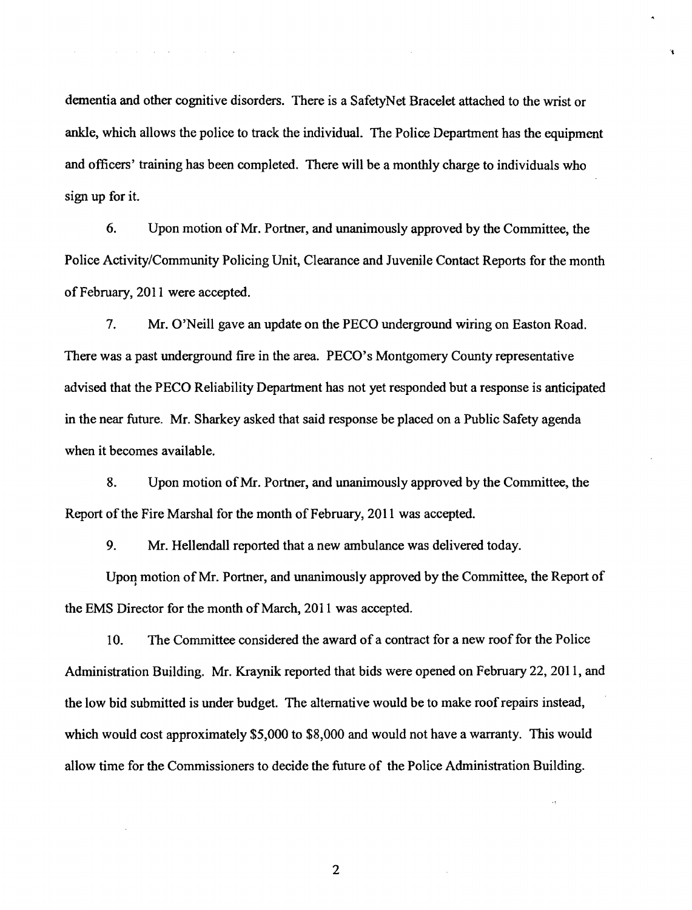dementia and other cognitive disorders. There is a SafetyNet Bracelet attached to the wrist or ankle, which allows the police to track the individual. The Police Department has the equipment and officers' training has been completed. There will be a monthly charge to individuals who sign up for it.

6. Upon motion of Mr. Portner, and unanimously approved by the Committee, the Police Activity/Community Policing Unit, Clearance and Juvenile Contact Reports for the month of February, 2011 were accepted.

7. Mr. O'Neill gave an update on the PECO underground wiring on Easton Road. There was a past underground fire in the area. PECO's Montgomery County representative advised that the PECO Reliability Department has not yet responded but a response is anticipated in the near future. Mr. Sharkey asked that said response be placed on a Public Safety agenda when it becomes available.

8. Upon motion of Mr. Portner, and unanimously approved by the Committee, the Report of the Fire Marshal for the month of February, 2011 was accepted.

9. Mr. Hellendall reported that a new ambulance was delivered today.

Upon motion of Mr. Portner, and unanimously approved by the Committee, the Report of the EMS Director for the month of March, 2011 was accepted.

10. The Committee considered the award of a contract for a new roof for the Police Administration Building. Mr. Kraynik reported that bids were opened on February 22, 2011, and the low bid submitted is under budget. The alternative would be to make roof repairs instead, which would cost approximately $5,000 to $8,000 and would not have a warranty. This would allow time for the Commissioners to decide the future of the Police Administration Building.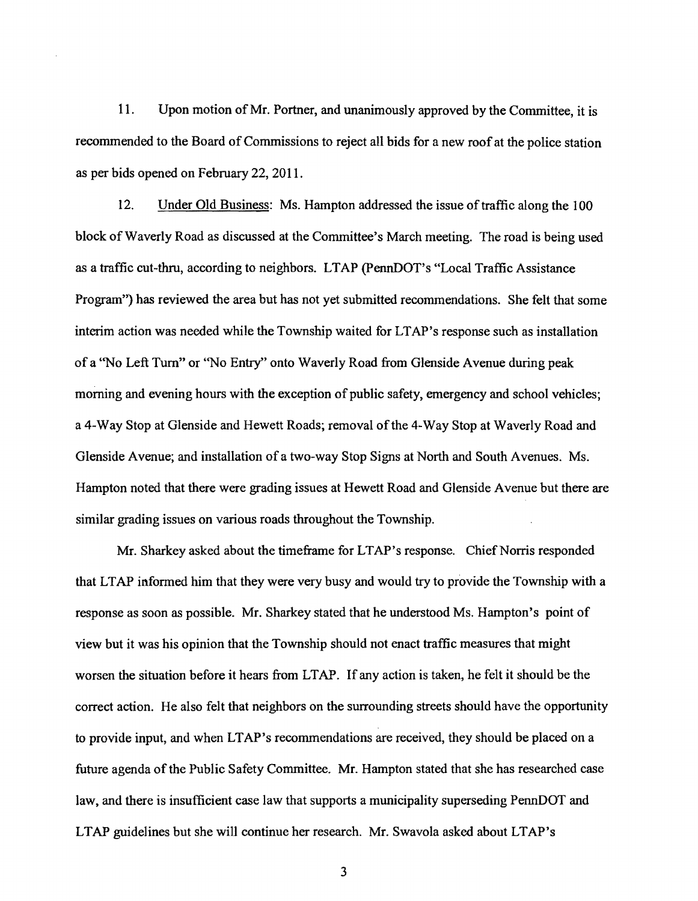11. Upon motion of Mr. Portner, and unanimously approved by the Committee, it is recommended to the Board of Commissions to reject all bids for a new roof at the police station as per bids opened on February 22, 2011.

12. Under Old Business: Ms. Hampton addressed the issue of traffic along the 100 block of Waverly Road as discussed at the Committee's March meeting. The road is being used as a traffic cut-thru, according to neighbors. LTAP (PennDOT's "Local Traffic Assistance Program") has reviewed the area but has not yet submitted recommendations. She felt that some interim action was needed while the Township waited for LTAP's response such as installation of a "No Left Turn" or "No Entry" onto Waverly Road from Glenside Avenue during peak morning and evening hours with the exception of public safety, emergency and school vehicles; a 4-Way Stop at Glenside and Hewett Roads; removal of the 4-Way Stop at Waverly Road and Glenside Avenue; and installation of a two-way Stop Signs at North and South Avenues. Ms. Hampton noted that there were grading issues at Hewett Road and Glenside Avenue but there are similar grading issues on various roads throughout the Township.

Mr. Sharkey asked about the timeframe for LTAP's response. Chief Norris responded that LTAP informed him that they were very busy and would try to provide the Township with a response as soon as possible. Mr. Sharkey stated that he understood Ms. Hampton's point of view but it was his opinion that the Township should not enact traffic measures that might worsen the situation before it hears from LTAP. If any action is taken, he felt it should be the correct action. He also felt that neighbors on the surrounding streets should have the opportunity to provide input, and when LTAP's recommendations are received, they should be placed on a future agenda of the Public Safety Committee. Mr. Hampton stated that she has researched case law, and there is insufficient case law that supports a municipality superseding PennDOT and LTAP guidelines but she will continue her research. Mr. Swavola asked about LTAP's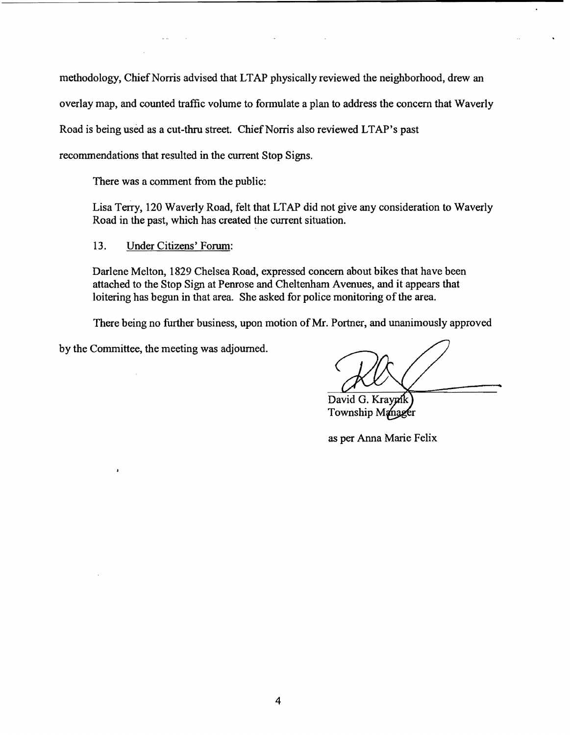methodology, Chief Norris advised that LTAP physically reviewed the neighborhood, drew an overlay map, and counted traffic volume to formulate a plan to address the concern that Waverly Road is being used as a cut-thru street. Chief Norris also reviewed LTAP's past recommendations that resulted in the current Stop Signs.

There was a comment from the public:

Lisa Terry, 120 Waverly Road, felt that LTAP did not give any consideration to Waverly Road in the past, which has created the current situation.

13. Under Citizens' Forum:

Darlene Melton, 1829 Chelsea Road, expressed concern about bikes that have been attached to the Stop Sign at Penrose and Cheltenham Avenues, and it appears that loitering has begun in that area. She asked for police monitoring of the area.

There being no further business, upon motion of Mr. Portner, and unanimously approved by the Committee, the meeting was adjourned.

David G. Kraynik
Township Manager

as per Anna Marie Felix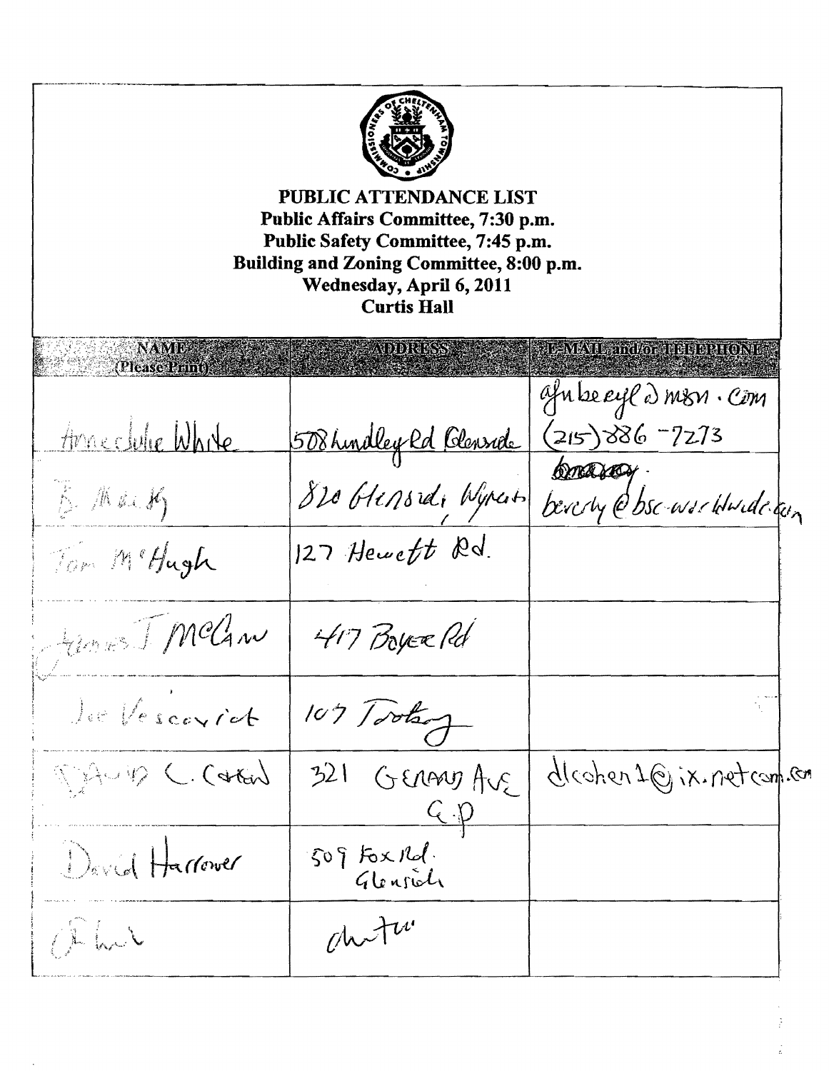**PUBLIC ATTENDANCE LIST**
**Public Affairs Committee, 7:30 p.m.**
**Public Safety Committee, 7:45 p.m.**
**Building and Zoning Committee, 8:00 p.m.**
**Wednesday, April 6, 2011**
**Curtis Hall**

| NAME (Please Print) | ADDRESS | E-MAIL and/or TELEPHONE |
|---|---|---|
| Anne Julie White | 508 Lindley Rd Glenside | afubeeyl@msn.com (215) 886-7273 |
| B. Mack | 820 Glenside, Wyncote | beverly@bsc-worldwide.com |
| Tom McHugh | 127 Hewett Rd. | |
| James J McCaw | 417 Boyer Rd | |
| Joe Vescovich | 107 Tookany | |
| David C. Cohen | 321 Gerard Ave G.P | dlcohen1@ix.netcom.com |
| David Harrower | 509 Fox Rd. Glenside | |
| | | |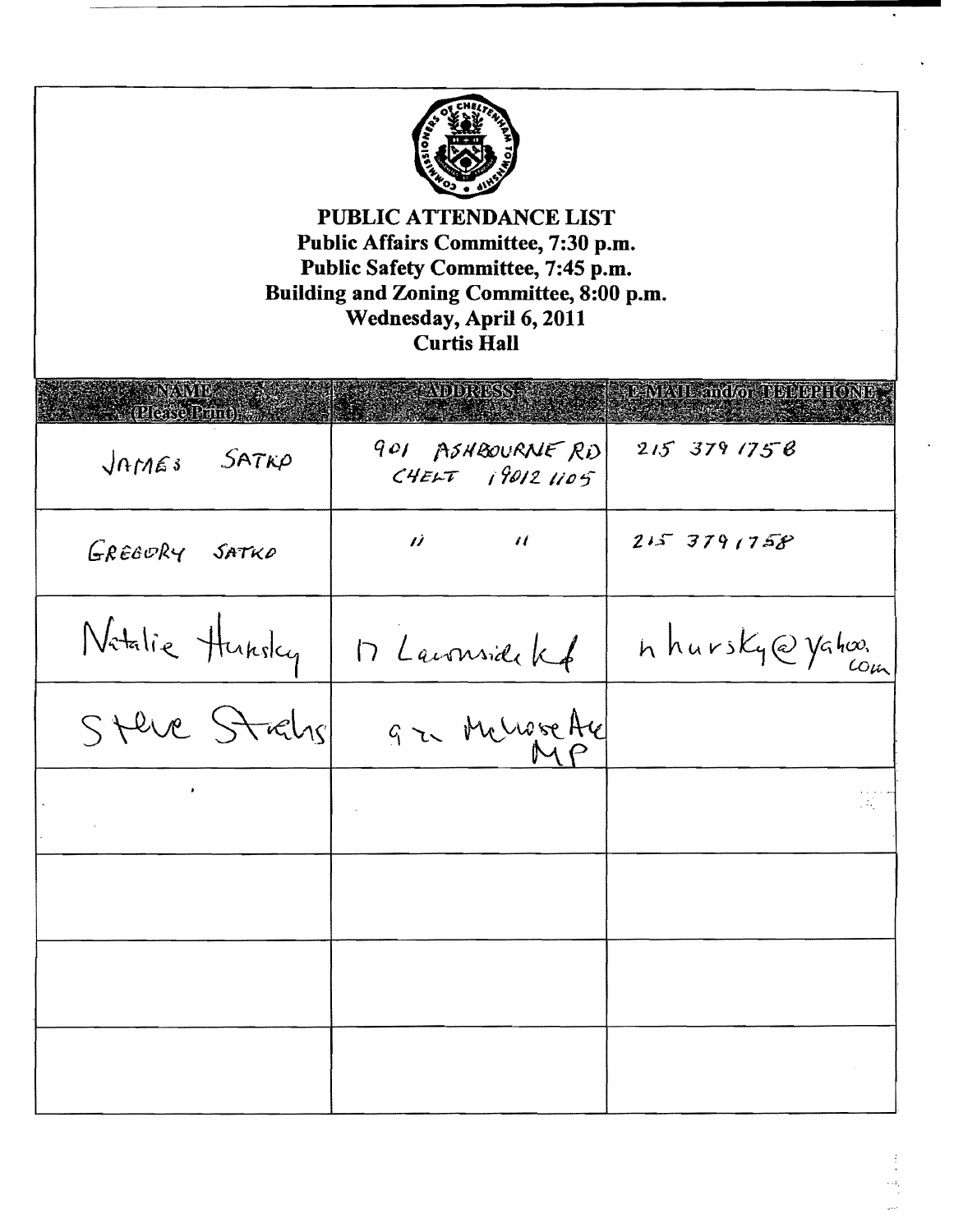**PUBLIC ATTENDANCE LIST**
**Public Affairs Committee, 7:30 p.m.**
**Public Safety Committee, 7:45 p.m.**
**Building and Zoning Committee, 8:00 p.m.**
**Wednesday, April 6, 2011**
**Curtis Hall**

| NAME (Please Print) | ADDRESS | E-MAIL and/or TELEPHONE |
|---|---|---|
| JAMES SATKO | 901 ASHBOURNE RD CHELT 19012 1105 | 215 379 1758 |
| GREGORY SATKO | " " | 215 379 1758 |
| Natalie Hursky | 17 Lawnside Rd | nhursky@yahoo.com |
| Steve Strahs | 9?? Melrose Ave MP | |
| | | |
| | | |
| | | |
| | | |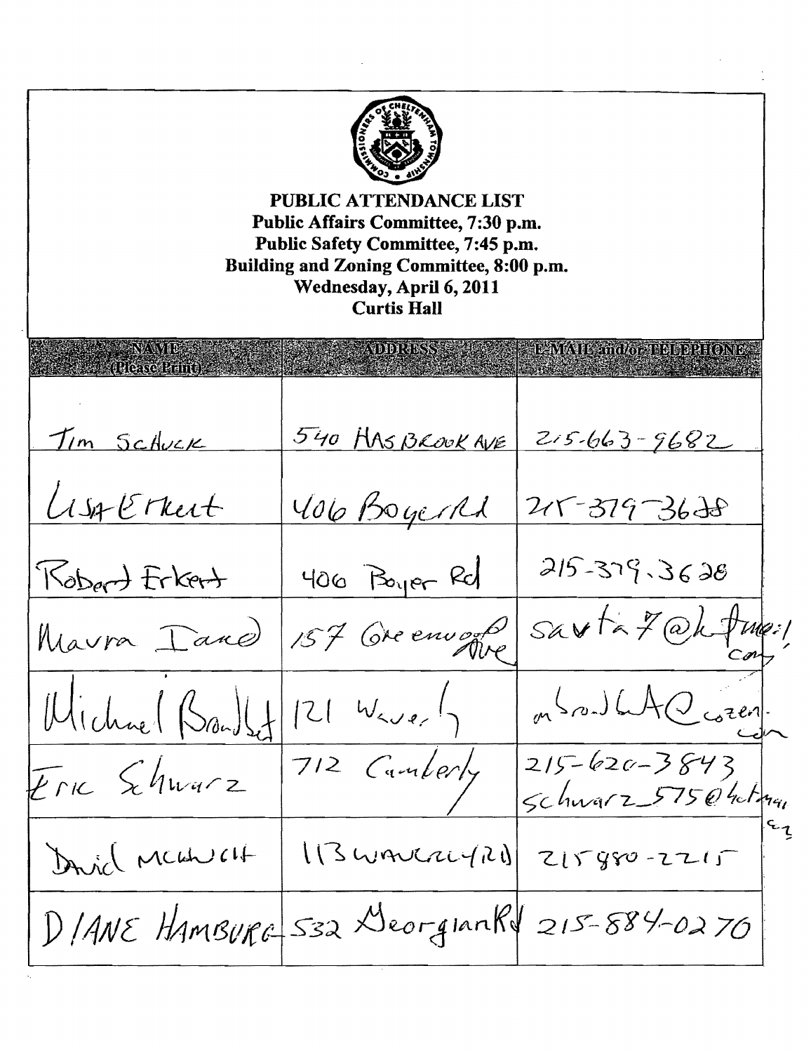**PUBLIC ATTENDANCE LIST**
**Public Affairs Committee, 7:30 p.m.**
**Public Safety Committee, 7:45 p.m.**
**Building and Zoning Committee, 8:00 p.m.**
**Wednesday, April 6, 2011**
**Curtis Hall**

| NAME (Please Print) | ADDRESS | E-MAIL and/or TELEPHONE |
|---|---|---|
| Tim Schuck | 540 Hasbrook Ave | 215-663-9682 |
| Lisa Erkert | 406 Boyer Rd | 215-379-3628 |
| Robert Erkert | 406 Boyer Rd | 215-379-3628 |
| Maura Isard | 157 Greenwood Ave | savta7@hotmail.com |
| Michael Bradley | 121 Waverly | mbradleyA@cozen.com |
| Eric Schwarz | 712 Camberly | 215-620-3843 schwarz_575@hotmail.com |
| David McLinch | 113 Waverly Rd | 215-880-2215 |
| DIANE HAMBURG | 532 Georgian Rd | 215-884-0270 |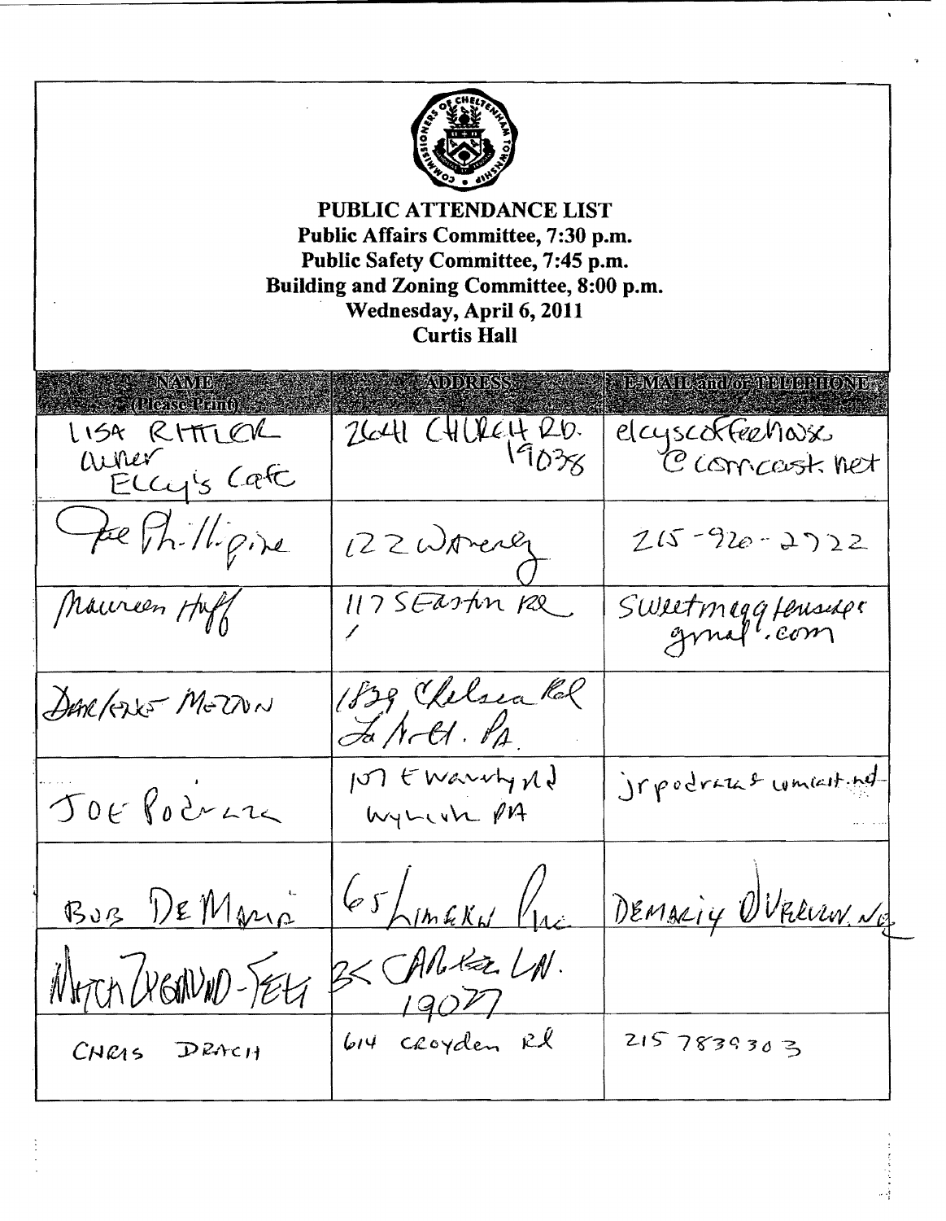# PUBLIC ATTENDANCE LIST

**Public Affairs Committee, 7:30 p.m.**
**Public Safety Committee, 7:45 p.m.**
**Building and Zoning Committee, 8:00 p.m.**
**Wednesday, April 6, 2011**
**Curtis Hall**

| NAME (Please Print) | ADDRESS | E-MAIL and/or TELEPHONE |
|---|---|---|
| LISA RITTLER owner Elcy's Cafe | 2641 CHURCH RD. 19038 | elcyscoffeehouse @comcast.net |
| Joe Phillipine | 122 Waverly | 215-920-2722 |
| Maureen Huff | 117 Easton Rd | sweetmegg tenuslee gmail.com |
| DARLENE MELTON | 1839 Chelsea Rd La Mott. PA | |
| JOE PODRAZA | 107 E Waverly Rd Wyncote PA | jrpodraza@comcast.net |
| BOB DEMARIA | 65 Limekiln Pike | DEMARIA@VERIZON.NET |
| Mitch Zygmund-Felt | 35 Carter LN. 19027 | |
| CHRIS DRACH | 614 Croydon Rd | 2157839303 |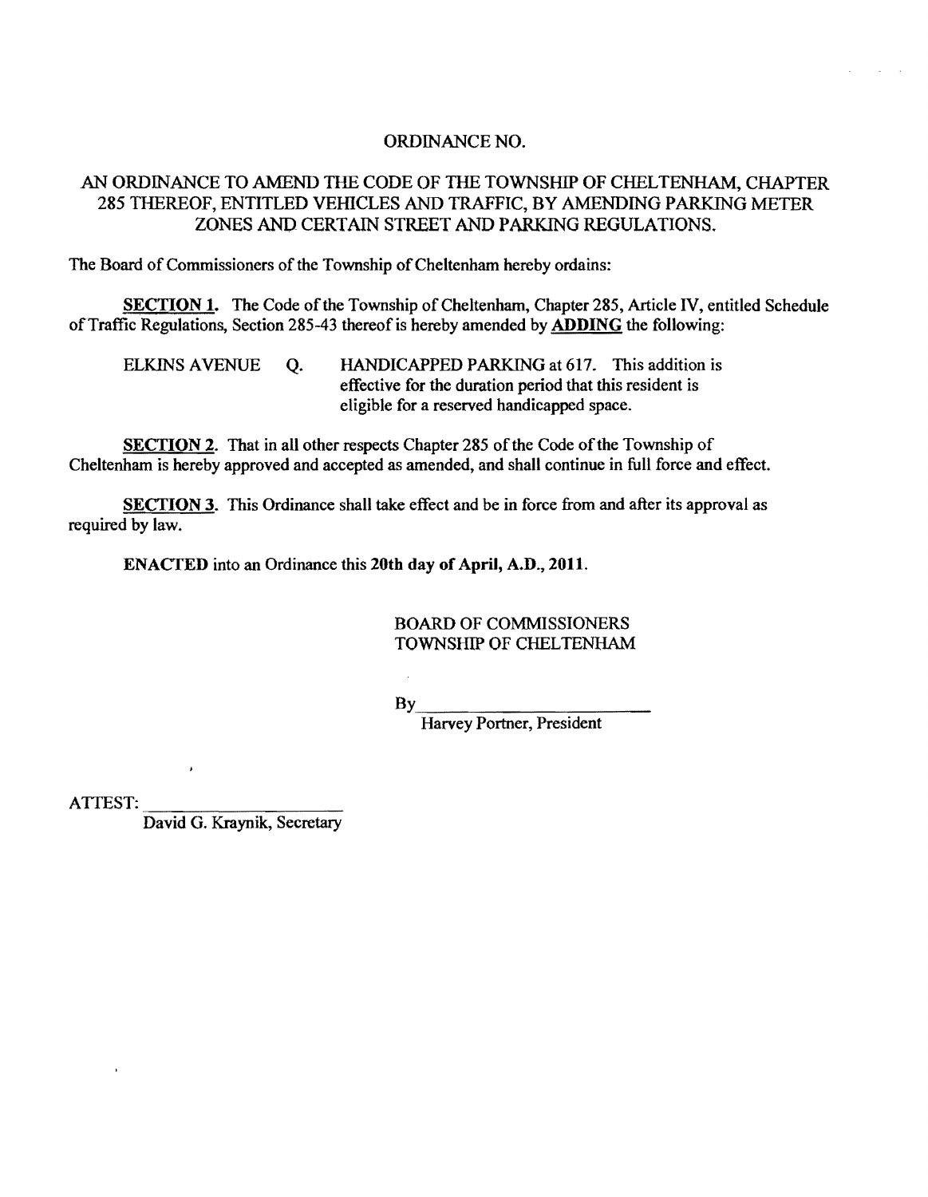ORDINANCE NO.

AN ORDINANCE TO AMEND THE CODE OF THE TOWNSHIP OF CHELTENHAM, CHAPTER 285 THEREOF, ENTITLED VEHICLES AND TRAFFIC, BY AMENDING PARKING METER ZONES AND CERTAIN STREET AND PARKING REGULATIONS.

The Board of Commissioners of the Township of Cheltenham hereby ordains:

**SECTION 1.** The Code of the Township of Cheltenham, Chapter 285, Article IV, entitled Schedule of Traffic Regulations, Section 285-43 thereof is hereby amended by **ADDING** the following:

ELKINS AVENUE Q. HANDICAPPED PARKING at 617. This addition is effective for the duration period that this resident is eligible for a reserved handicapped space.

**SECTION 2.** That in all other respects Chapter 285 of the Code of the Township of Cheltenham is hereby approved and accepted as amended, and shall continue in full force and effect.

**SECTION 3.** This Ordinance shall take effect and be in force from and after its approval as required by law.

**ENACTED** into an Ordinance this **20th day of April, A.D., 2011.**

BOARD OF COMMISSIONERS
TOWNSHIP OF CHELTENHAM

By\_\_\_\_\_\_\_\_\_\_\_\_\_\_\_\_\_\_\_\_\_\_\_\_
Harvey Portner, President

ATTEST: \_\_\_\_\_\_\_\_\_\_\_\_\_\_\_\_\_\_\_\_
David G. Kraynik, Secretary